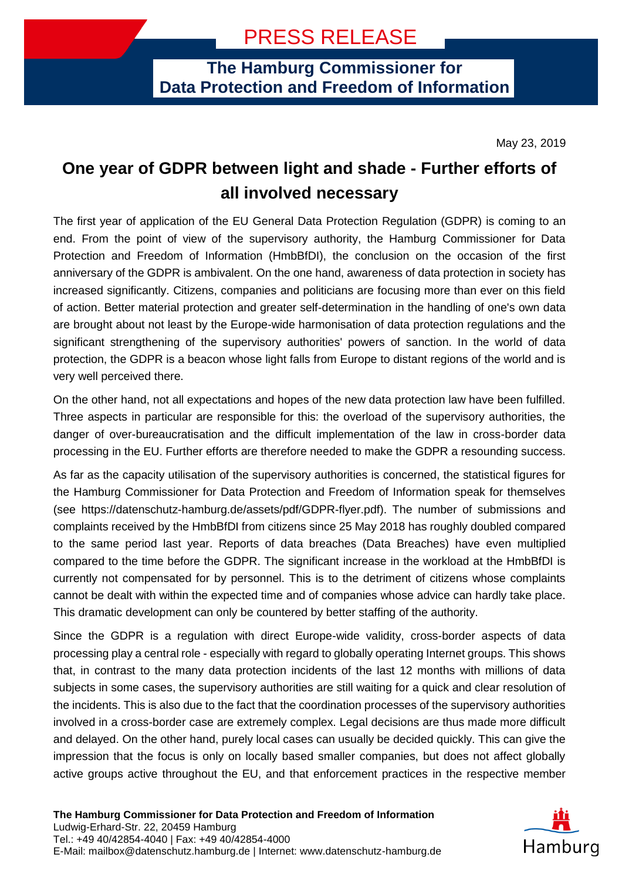PRESS RELEASE

**The Hamburg Commissioner for Data Protection and Freedom of Information**

May 23, 2019

# One year of GDPR between light and shade - Further efforts of all involved necessary

The first year of application of the EU General Data Protection Regulation (GDPR) is coming to an end. From the point of view of the supervisory authority, the Hamburg Commissioner for Data Protection and Freedom of Information (HmbBfDI), the conclusion on the occasion of the first anniversary of the GDPR is ambivalent. On the one hand, awareness of data protection in society has increased significantly. Citizens, companies and politicians are focusing more than ever on this field of action. Better material protection and greater self-determination in the handling of one's own data are brought about not least by the Europe-wide harmonisation of data protection regulations and the significant strengthening of the supervisory authorities' powers of sanction. In the world of data protection, the GDPR is a beacon whose light falls from Europe to distant regions of the world and is very well perceived there.

On the other hand, not all expectations and hopes of the new data protection law have been fulfilled. Three aspects in particular are responsible for this: the overload of the supervisory authorities, the danger of over-bureaucratisation and the difficult implementation of the law in cross-border data processing in the EU. Further efforts are therefore needed to make the GDPR a resounding success.

As far as the capacity utilisation of the supervisory authorities is concerned, the statistical figures for the Hamburg Commissioner for Data Protection and Freedom of Information speak for themselves (see https://datenschutz-hamburg.de/assets/pdf/GDPR-flyer.pdf). The number of submissions and complaints received by the HmbBfDI from citizens since 25 May 2018 has roughly doubled compared to the same period last year. Reports of data breaches (Data Breaches) have even multiplied compared to the time before the GDPR. The significant increase in the workload at the HmbBfDI is currently not compensated for by personnel. This is to the detriment of citizens whose complaints cannot be dealt with within the expected time and of companies whose advice can hardly take place. This dramatic development can only be countered by better staffing of the authority.

Since the GDPR is a regulation with direct Europe-wide validity, cross-border aspects of data processing play a central role - especially with regard to globally operating Internet groups. This shows that, in contrast to the many data protection incidents of the last 12 months with millions of data subjects in some cases, the supervisory authorities are still waiting for a quick and clear resolution of the incidents. This is also due to the fact that the coordination processes of the supervisory authorities involved in a cross-border case are extremely complex. Legal decisions are thus made more difficult and delayed. On the other hand, purely local cases can usually be decided quickly. This can give the impression that the focus is only on locally based smaller companies, but does not affect globally active groups active throughout the EU, and that enforcement practices in the respective member

**The Hamburg Commissioner for Data Protection and Freedom of Information**
Ludwig-Erhard-Str. 22, 20459 Hamburg
Tel.: +49 40/42854-4040 | Fax: +49 40/42854-4000
E-Mail: mailbox@datenschutz.hamburg.de | Internet: www.datenschutz-hamburg.de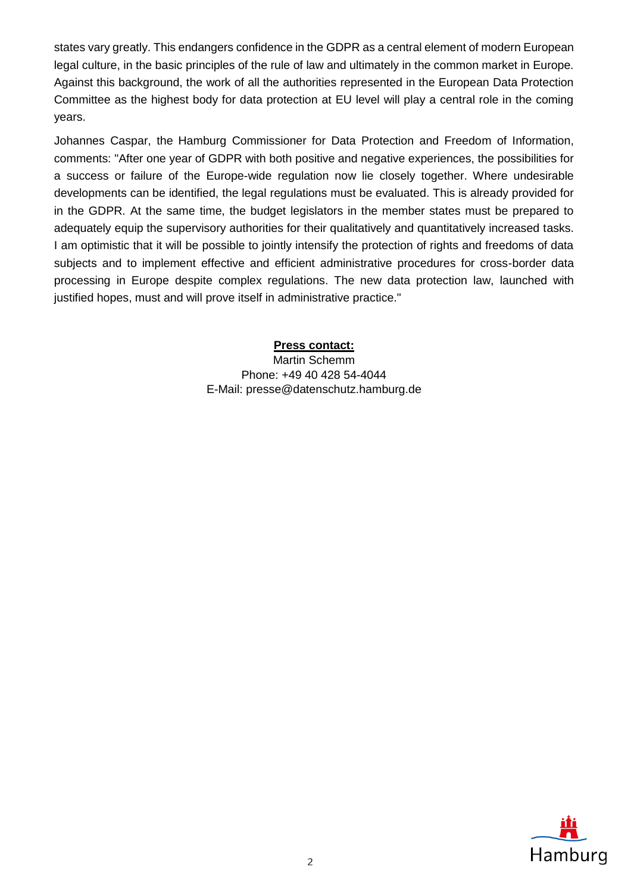states vary greatly. This endangers confidence in the GDPR as a central element of modern European legal culture, in the basic principles of the rule of law and ultimately in the common market in Europe. Against this background, the work of all the authorities represented in the European Data Protection Committee as the highest body for data protection at EU level will play a central role in the coming years.

Johannes Caspar, the Hamburg Commissioner for Data Protection and Freedom of Information, comments: "After one year of GDPR with both positive and negative experiences, the possibilities for a success or failure of the Europe-wide regulation now lie closely together. Where undesirable developments can be identified, the legal regulations must be evaluated. This is already provided for in the GDPR. At the same time, the budget legislators in the member states must be prepared to adequately equip the supervisory authorities for their qualitatively and quantitatively increased tasks. I am optimistic that it will be possible to jointly intensify the protection of rights and freedoms of data subjects and to implement effective and efficient administrative procedures for cross-border data processing in Europe despite complex regulations. The new data protection law, launched with justified hopes, must and will prove itself in administrative practice."

**Press contact:**

Martin Schemm
Phone: +49 40 428 54-4044
E-Mail: presse@datenschutz.hamburg.de